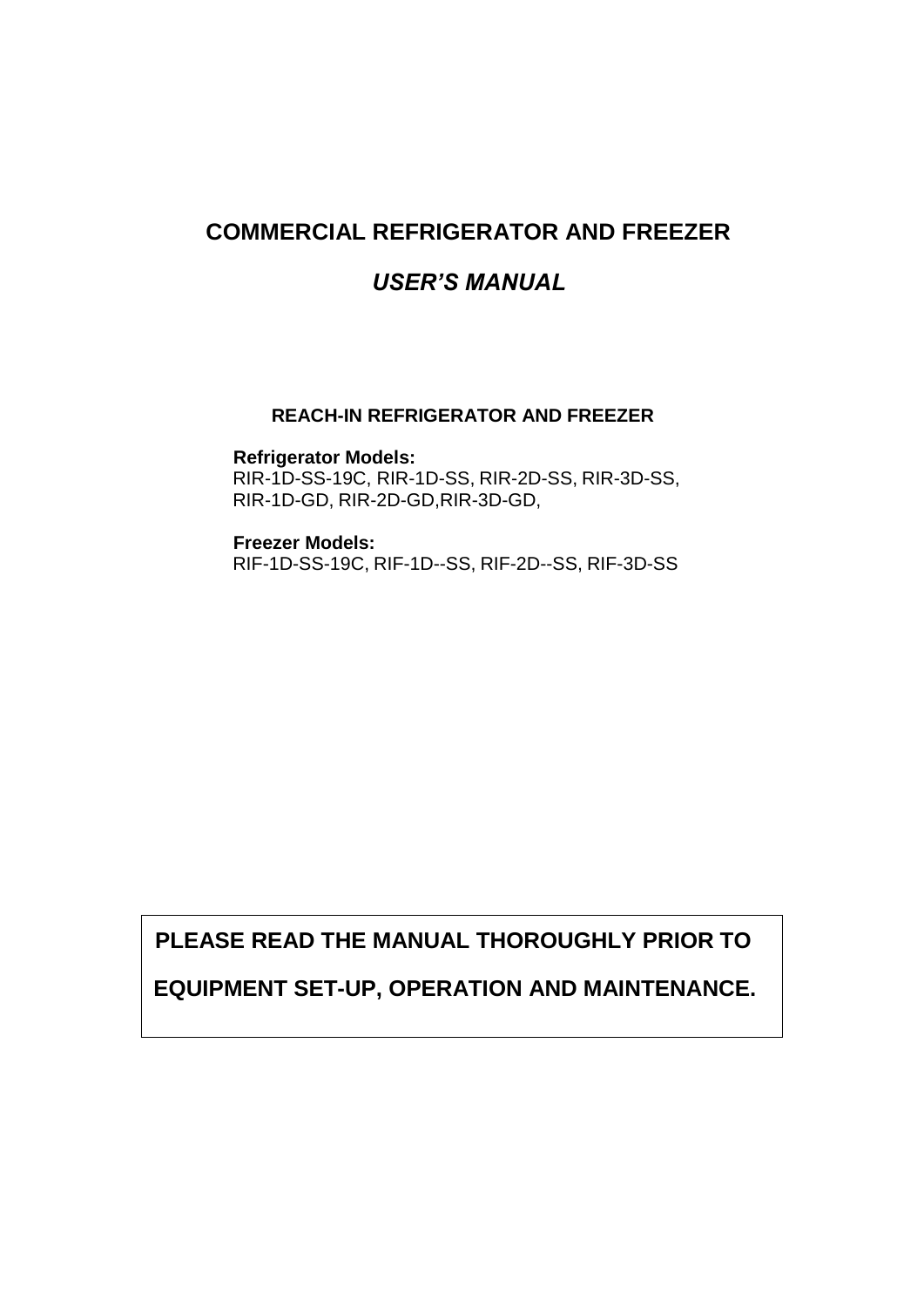# COMMERCIAL REFRIGERATOR AND FREEZER

## *USER'S MANUAL*

### REACH-IN REFRIGERATOR AND FREEZER

**Refrigerator Models:**
RIR-1D-SS-19C, RIR-1D-SS, RIR-2D-SS, RIR-3D-SS,
RIR-1D-GD, RIR-2D-GD,RIR-3D-GD,

**Freezer Models:**
RIF-1D-SS-19C, RIF-1D--SS, RIF-2D--SS, RIF-3D-SS

**PLEASE READ THE MANUAL THOROUGHLY PRIOR TO EQUIPMENT SET-UP, OPERATION AND MAINTENANCE.**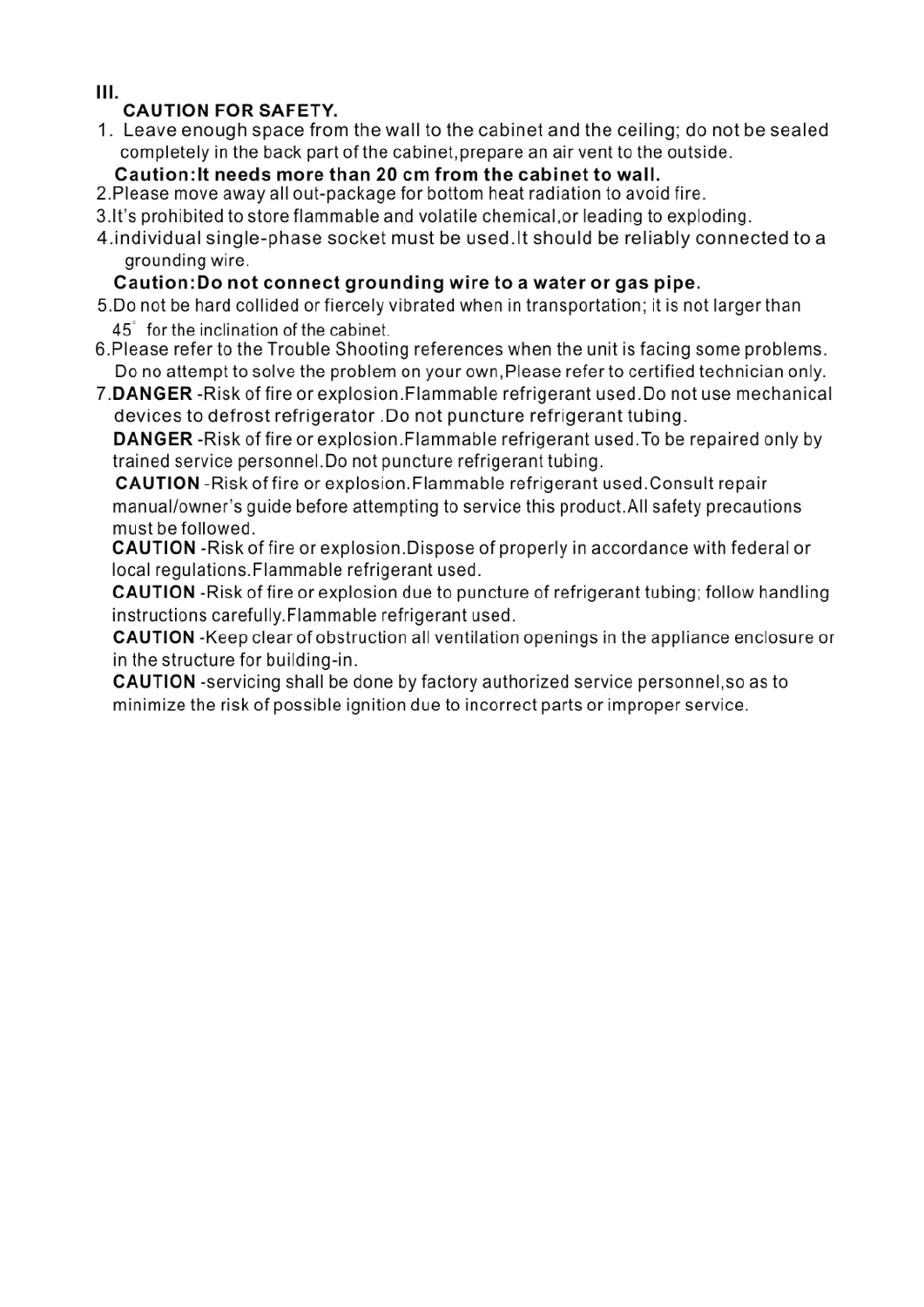## III.

### CAUTION FOR SAFETY.

1. Leave enough space from the wall to the cabinet and the ceiling; do not be sealed completely in the back part of the cabinet,prepare an air vent to the outside.

   **Caution:It needs more than 20 cm from the cabinet to wall.**

2. Please move away all out-package for bottom heat radiation to avoid fire.
3. It's prohibited to store flammable and volatile chemical,or leading to exploding.
4. individual single-phase socket must be used.It should be reliably connected to a grounding wire.

   **Caution:Do not connect grounding wire to a water or gas pipe.**

5. Do not be hard collided or fiercely vibrated when in transportation; it is not larger than 45° for the inclination of the cabinet.
6. Please refer to the Trouble Shooting references when the unit is facing some problems. Do no attempt to solve the problem on your own,Please refer to certified technician only.
7. **DANGER** -Risk of fire or explosion.Flammable refrigerant used.Do not use mechanical devices to defrost refrigerator .Do not puncture refrigerant tubing.

   **DANGER** -Risk of fire or explosion.Flammable refrigerant used.To be repaired only by trained service personnel.Do not puncture refrigerant tubing.

   **CAUTION** -Risk of fire or explosion.Flammable refrigerant used.Consult repair manual/owner's guide before attempting to service this product.All safety precautions must be followed.

   **CAUTION** -Risk of fire or explosion.Dispose of properly in accordance with federal or local regulations.Flammable refrigerant used.

   **CAUTION** -Risk of fire or explosion due to puncture of refrigerant tubing; follow handling instructions carefully.Flammable refrigerant used.

   **CAUTION** -Keep clear of obstruction all ventilation openings in the appliance enclosure or in the structure for building-in.

   **CAUTION** -servicing shall be done by factory authorized service personnel,so as to minimize the risk of possible ignition due to incorrect parts or improper service.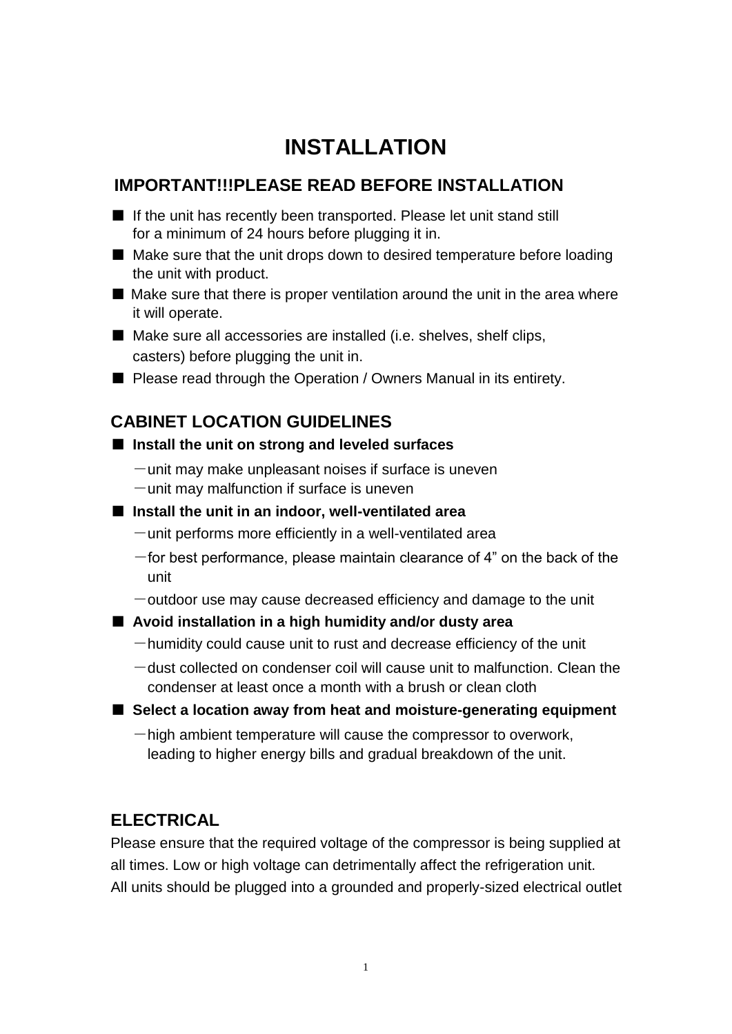# INSTALLATION

## IMPORTANT!!!PLEASE READ BEFORE INSTALLATION

- If the unit has recently been transported. Please let unit stand still for a minimum of 24 hours before plugging it in.
- Make sure that the unit drops down to desired temperature before loading the unit with product.
- Make sure that there is proper ventilation around the unit in the area where it will operate.
- Make sure all accessories are installed (i.e. shelves, shelf clips, casters) before plugging the unit in.
- Please read through the Operation / Owners Manual in its entirety.

## CABINET LOCATION GUIDELINES

- **Install the unit on strong and leveled surfaces**
  - unit may make unpleasant noises if surface is uneven
  - unit may malfunction if surface is uneven
- **Install the unit in an indoor, well-ventilated area**
  - unit performs more efficiently in a well-ventilated area
  - for best performance, please maintain clearance of 4" on the back of the unit
  - outdoor use may cause decreased efficiency and damage to the unit
- **Avoid installation in a high humidity and/or dusty area**
  - humidity could cause unit to rust and decrease efficiency of the unit
  - dust collected on condenser coil will cause unit to malfunction. Clean the condenser at least once a month with a brush or clean cloth
- **Select a location away from heat and moisture-generating equipment**
  - high ambient temperature will cause the compressor to overwork, leading to higher energy bills and gradual breakdown of the unit.

## ELECTRICAL

Please ensure that the required voltage of the compressor is being supplied at all times. Low or high voltage can detrimentally affect the refrigeration unit. All units should be plugged into a grounded and properly-sized electrical outlet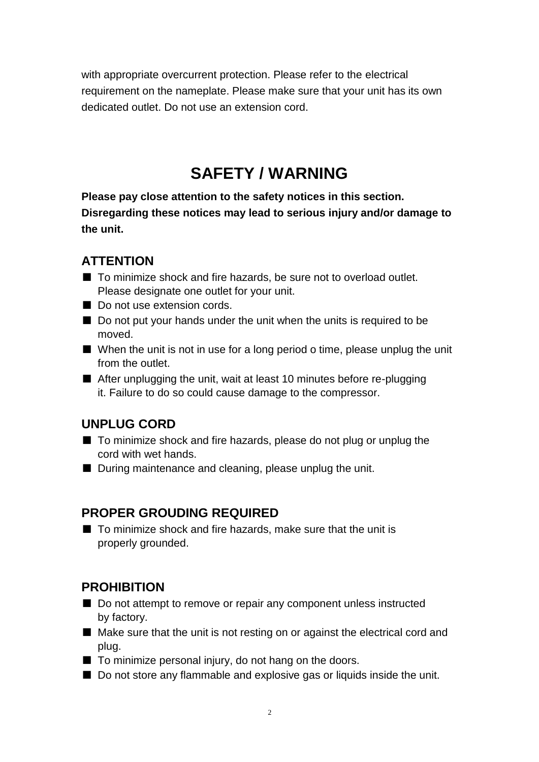with appropriate overcurrent protection. Please refer to the electrical requirement on the nameplate. Please make sure that your unit has its own dedicated outlet. Do not use an extension cord.

# SAFETY / WARNING

**Please pay close attention to the safety notices in this section. Disregarding these notices may lead to serious injury and/or damage to the unit.**

## ATTENTION

- To minimize shock and fire hazards, be sure not to overload outlet. Please designate one outlet for your unit.
- Do not use extension cords.
- Do not put your hands under the unit when the units is required to be moved.
- When the unit is not in use for a long period o time, please unplug the unit from the outlet.
- After unplugging the unit, wait at least 10 minutes before re-plugging it. Failure to do so could cause damage to the compressor.

## UNPLUG CORD

- To minimize shock and fire hazards, please do not plug or unplug the cord with wet hands.
- During maintenance and cleaning, please unplug the unit.

## PROPER GROUDING REQUIRED

- To minimize shock and fire hazards, make sure that the unit is properly grounded.

## PROHIBITION

- Do not attempt to remove or repair any component unless instructed by factory.
- Make sure that the unit is not resting on or against the electrical cord and plug.
- To minimize personal injury, do not hang on the doors.
- Do not store any flammable and explosive gas or liquids inside the unit.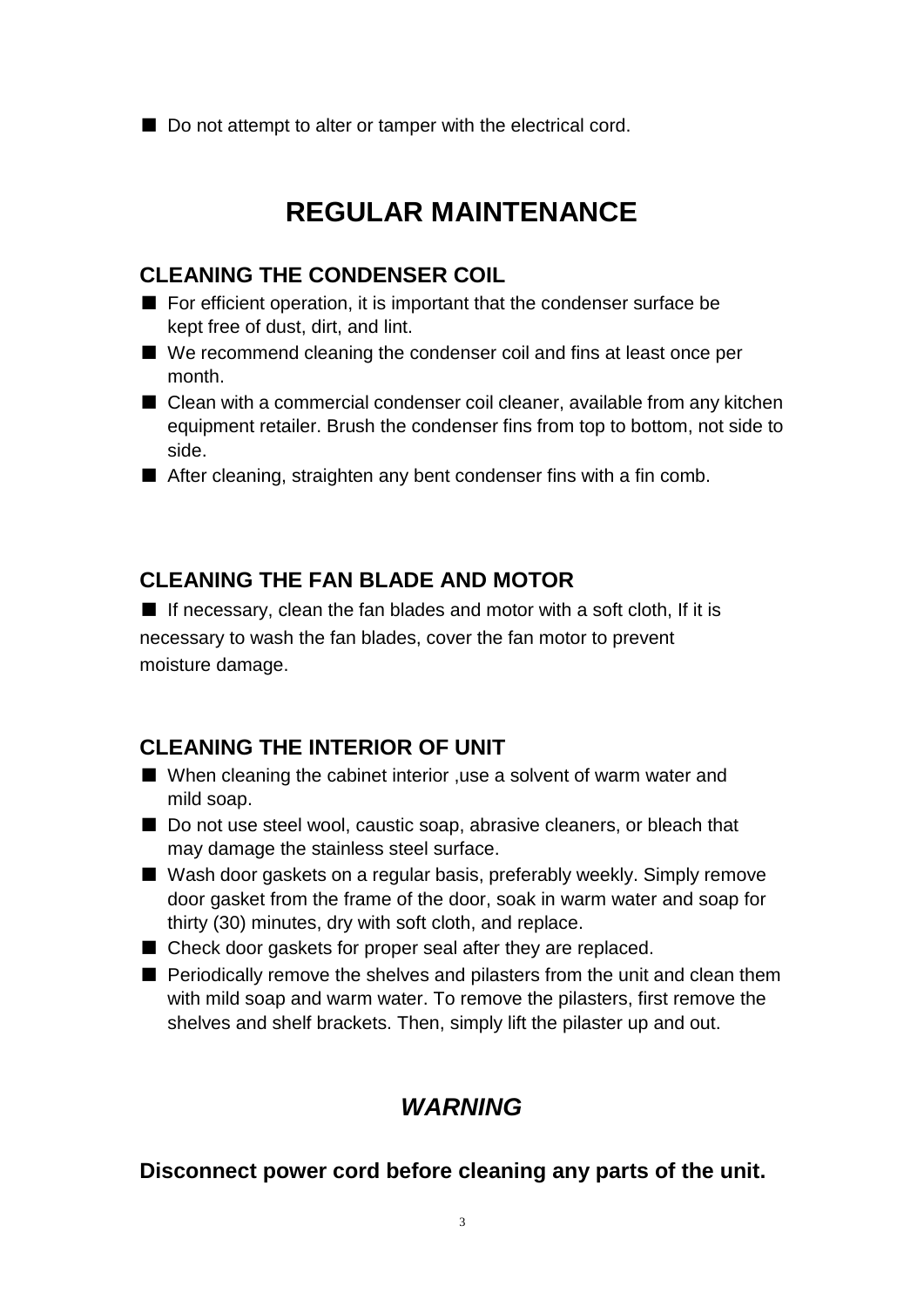- Do not attempt to alter or tamper with the electrical cord.

# REGULAR MAINTENANCE

## CLEANING THE CONDENSER COIL

- For efficient operation, it is important that the condenser surface be kept free of dust, dirt, and lint.
- We recommend cleaning the condenser coil and fins at least once per month.
- Clean with a commercial condenser coil cleaner, available from any kitchen equipment retailer. Brush the condenser fins from top to bottom, not side to side.
- After cleaning, straighten any bent condenser fins with a fin comb.

## CLEANING THE FAN BLADE AND MOTOR

- If necessary, clean the fan blades and motor with a soft cloth, If it is necessary to wash the fan blades, cover the fan motor to prevent moisture damage.

## CLEANING THE INTERIOR OF UNIT

- When cleaning the cabinet interior ,use a solvent of warm water and mild soap.
- Do not use steel wool, caustic soap, abrasive cleaners, or bleach that may damage the stainless steel surface.
- Wash door gaskets on a regular basis, preferably weekly. Simply remove door gasket from the frame of the door, soak in warm water and soap for thirty (30) minutes, dry with soft cloth, and replace.
- Check door gaskets for proper seal after they are replaced.
- Periodically remove the shelves and pilasters from the unit and clean them with mild soap and warm water. To remove the pilasters, first remove the shelves and shelf brackets. Then, simply lift the pilaster up and out.

## *WARNING*

**Disconnect power cord before cleaning any parts of the unit.**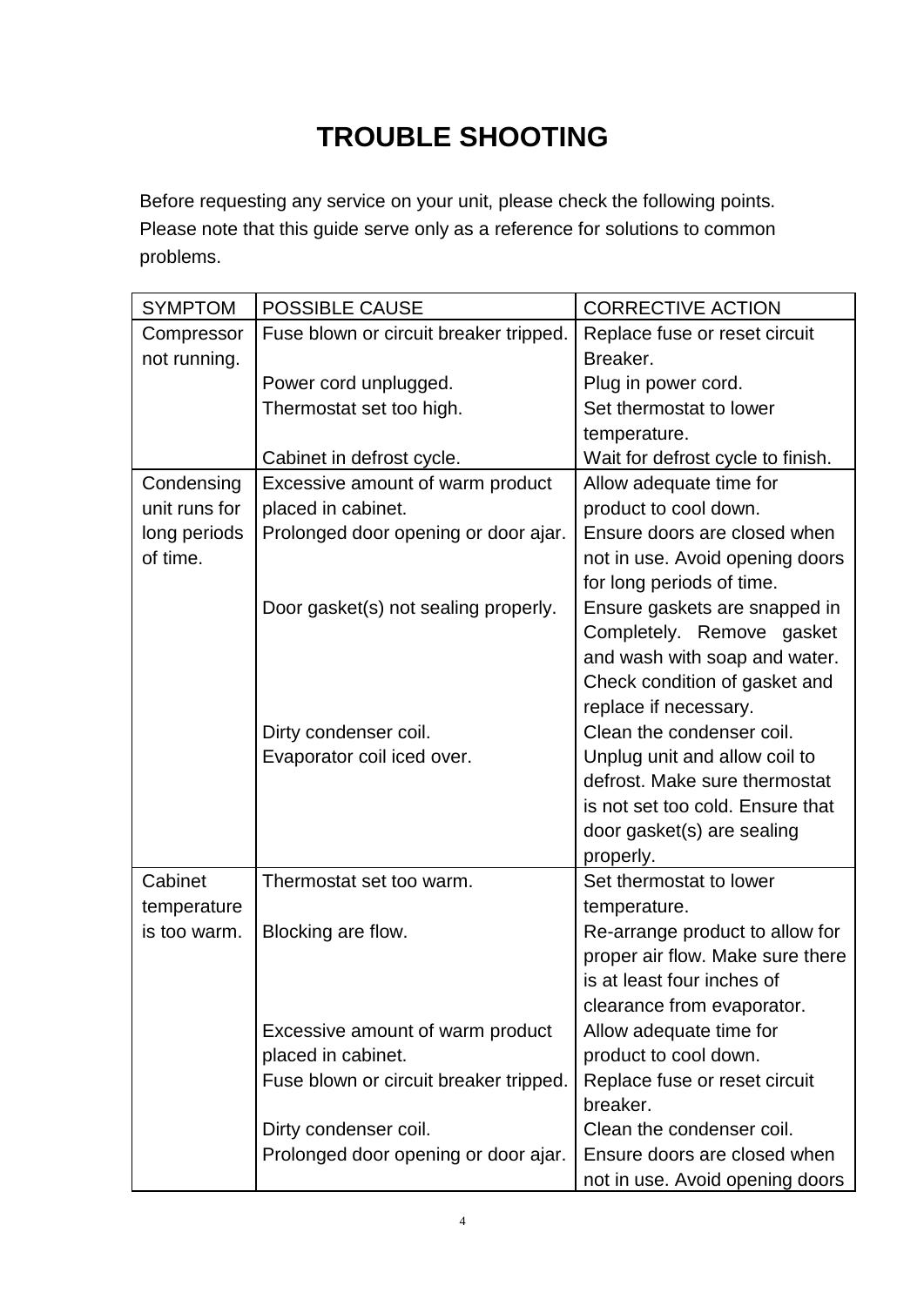# TROUBLE SHOOTING

Before requesting any service on your unit, please check the following points. Please note that this guide serve only as a reference for solutions to common problems.

| SYMPTOM | POSSIBLE CAUSE | CORRECTIVE ACTION |
|---|---|---|
| Compressor not running. | Fuse blown or circuit breaker tripped. | Replace fuse or reset circuit Breaker. |
| | Power cord unplugged. | Plug in power cord. |
| | Thermostat set too high. | Set thermostat to lower temperature. |
| | Cabinet in defrost cycle. | Wait for defrost cycle to finish. |
| Condensing unit runs for long periods of time. | Excessive amount of warm product placed in cabinet. | Allow adequate time for product to cool down. |
| | Prolonged door opening or door ajar. | Ensure doors are closed when not in use. Avoid opening doors for long periods of time. |
| | Door gasket(s) not sealing properly. | Ensure gaskets are snapped in Completely. Remove gasket and wash with soap and water. Check condition of gasket and replace if necessary. |
| | Dirty condenser coil. | Clean the condenser coil. |
| | Evaporator coil iced over. | Unplug unit and allow coil to defrost. Make sure thermostat is not set too cold. Ensure that door gasket(s) are sealing properly. |
| Cabinet temperature is too warm. | Thermostat set too warm. | Set thermostat to lower temperature. |
| | Blocking are flow. | Re-arrange product to allow for proper air flow. Make sure there is at least four inches of clearance from evaporator. |
| | Excessive amount of warm product placed in cabinet. | Allow adequate time for product to cool down. |
| | Fuse blown or circuit breaker tripped. | Replace fuse or reset circuit breaker. |
| | Dirty condenser coil. | Clean the condenser coil. |
| | Prolonged door opening or door ajar. | Ensure doors are closed when not in use. Avoid opening doors |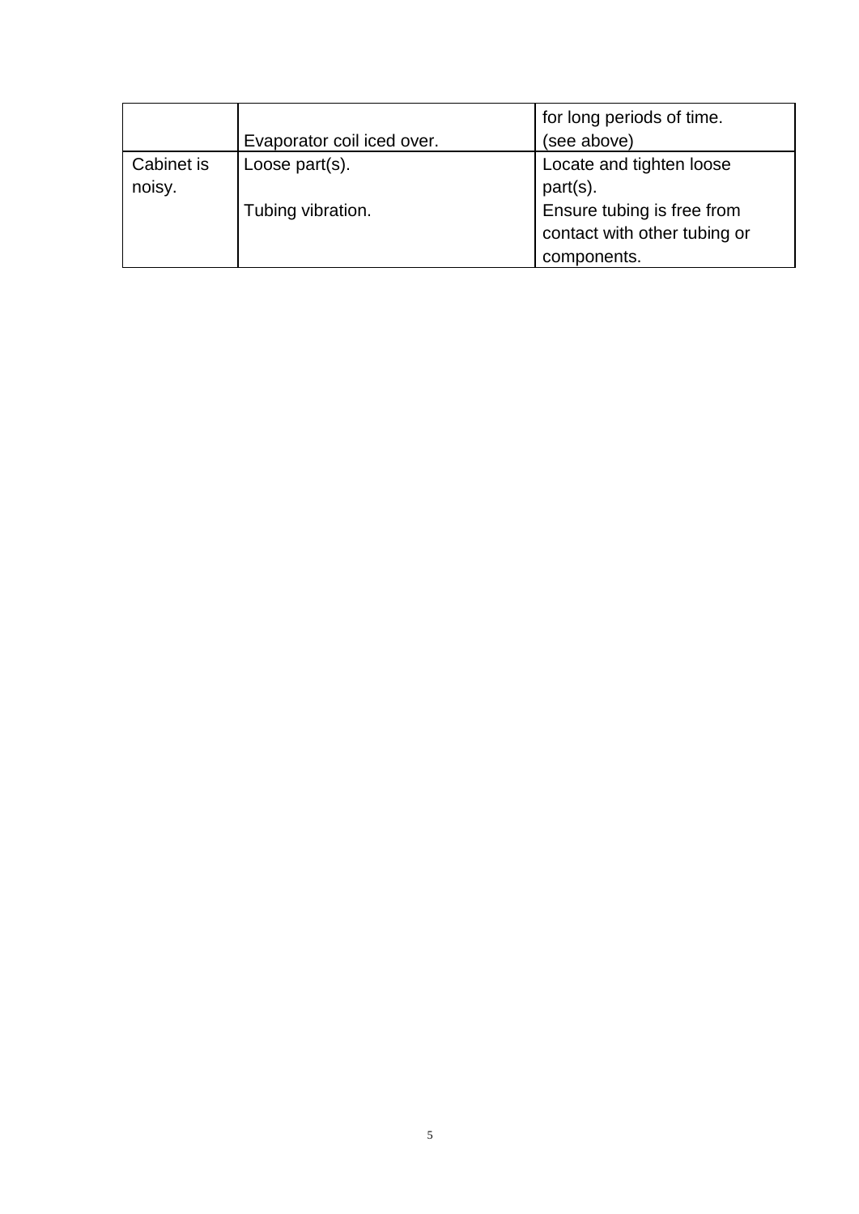| | | |
|---|---|---|
| | Evaporator coil iced over. | for long periods of time. (see above) |
| Cabinet is noisy. | Loose part(s). | Locate and tighten loose part(s). |
| | Tubing vibration. | Ensure tubing is free from contact with other tubing or components. |